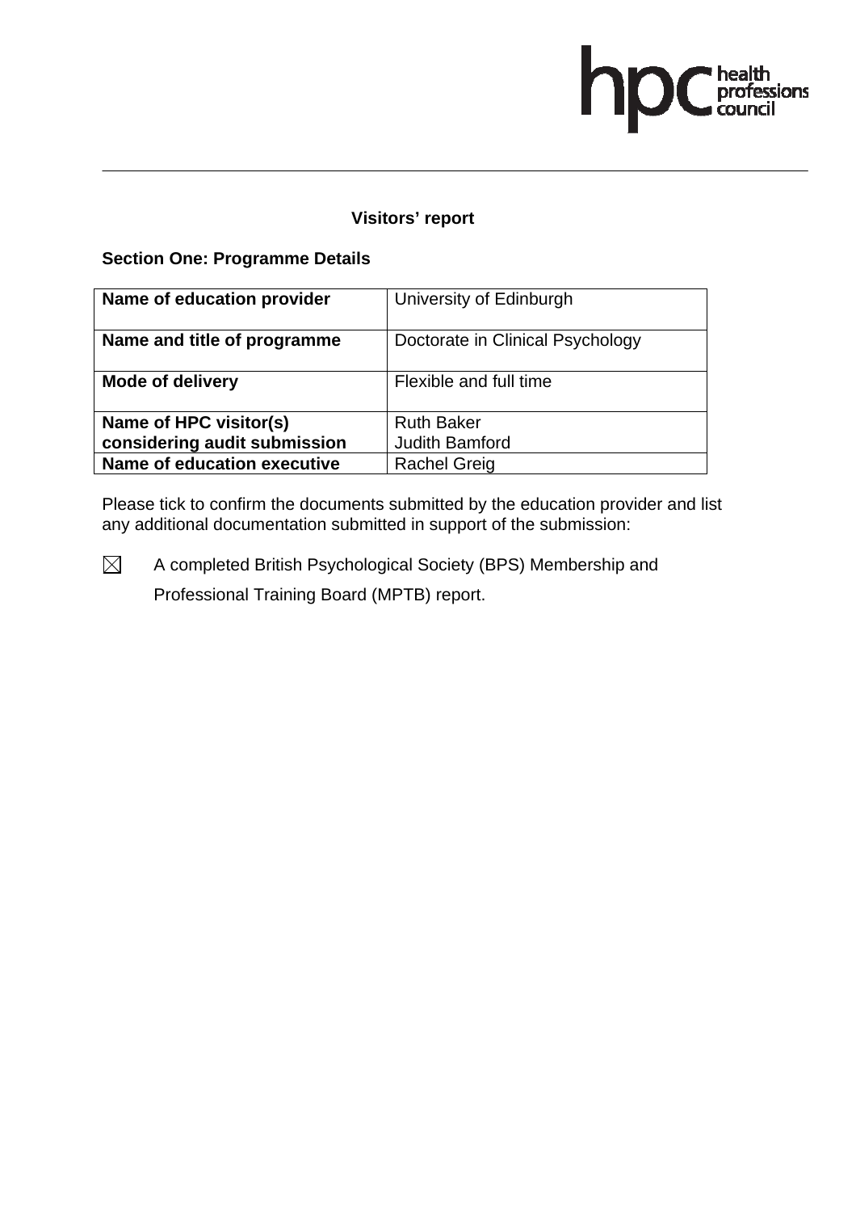## Visitors' report

### Section One: Programme Details

| Name of education provider | University of Edinburgh |
|---|---|
| **Name and title of programme** | Doctorate in Clinical Psychology |
| **Mode of delivery** | Flexible and full time |
| **Name of HPC visitor(s) considering audit submission** | Ruth Baker<br>Judith Bamford |
| **Name of education executive** | Rachel Greig |

Please tick to confirm the documents submitted by the education provider and list any additional documentation submitted in support of the submission:

☒ A completed British Psychological Society (BPS) Membership and Professional Training Board (MPTB) report.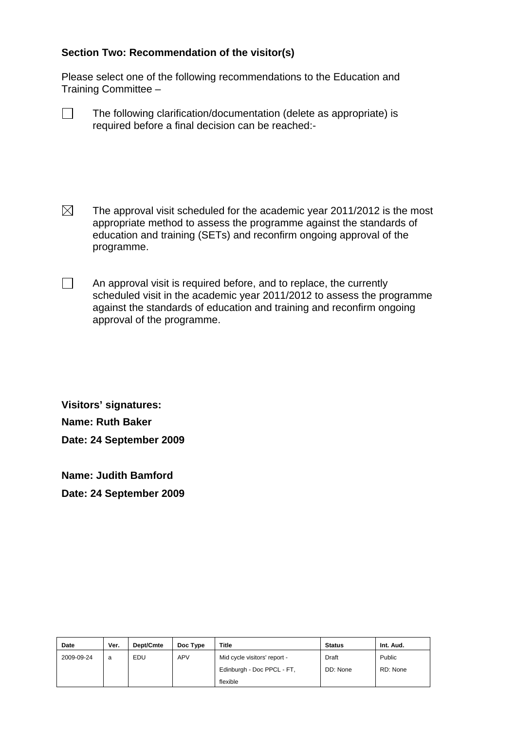## Section Two: Recommendation of the visitor(s)

Please select one of the following recommendations to the Education and Training Committee –

☐ The following clarification/documentation (delete as appropriate) is required before a final decision can be reached:-

☒ The approval visit scheduled for the academic year 2011/2012 is the most appropriate method to assess the programme against the standards of education and training (SETs) and reconfirm ongoing approval of the programme.

☐ An approval visit is required before, and to replace, the currently scheduled visit in the academic year 2011/2012 to assess the programme against the standards of education and training and reconfirm ongoing approval of the programme.

**Visitors' signatures:**

**Name: Ruth Baker**

**Date: 24 September 2009**

**Name: Judith Bamford**

**Date: 24 September 2009**

| Date | Ver. | Dept/Cmte | Doc Type | Title | Status | Int. Aud. |
|---|---|---|---|---|---|---|
| 2009-09-24 | a | EDU | APV | Mid cycle visitors' report - Edinburgh - Doc PPCL - FT, flexible | Draft DD: None | Public RD: None |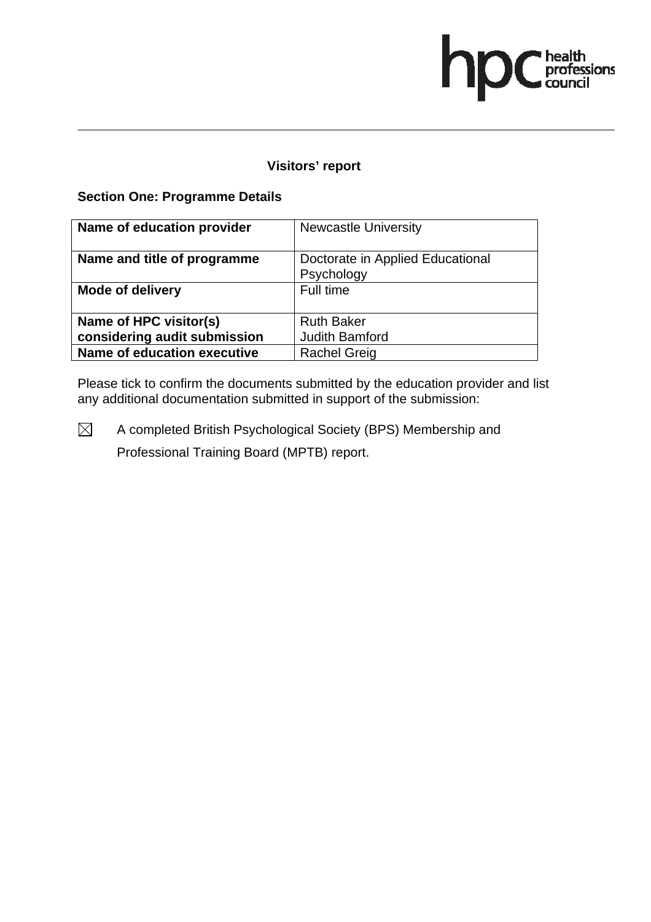## Visitors' report

### Section One: Programme Details

| Name of education provider | Newcastle University |
| --- | --- |
| Name and title of programme | Doctorate in Applied Educational Psychology |
| Mode of delivery | Full time |
| Name of HPC visitor(s) considering audit submission | Ruth Baker<br>Judith Bamford |
| Name of education executive | Rachel Greig |

Please tick to confirm the documents submitted by the education provider and list any additional documentation submitted in support of the submission:

☒ A completed British Psychological Society (BPS) Membership and Professional Training Board (MPTB) report.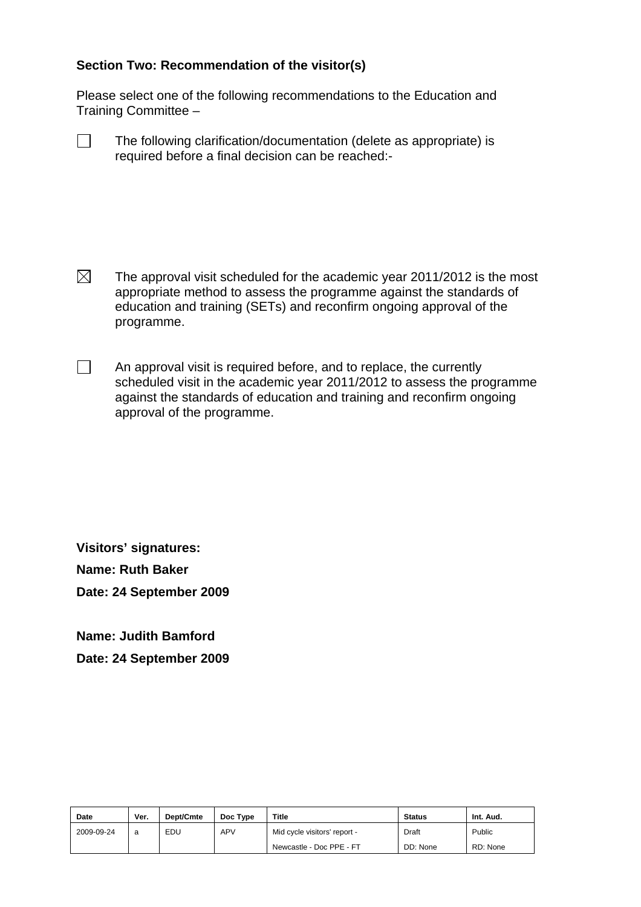**Section Two: Recommendation of the visitor(s)**

Please select one of the following recommendations to the Education and Training Committee –

☐ The following clarification/documentation (delete as appropriate) is required before a final decision can be reached:-

☒ The approval visit scheduled for the academic year 2011/2012 is the most appropriate method to assess the programme against the standards of education and training (SETs) and reconfirm ongoing approval of the programme.

☐ An approval visit is required before, and to replace, the currently scheduled visit in the academic year 2011/2012 to assess the programme against the standards of education and training and reconfirm ongoing approval of the programme.

**Visitors' signatures:**

**Name: Ruth Baker**

**Date: 24 September 2009**

**Name: Judith Bamford**

**Date: 24 September 2009**

| Date | Ver. | Dept/Cmte | Doc Type | Title | Status | Int. Aud. |
|---|---|---|---|---|---|---|
| 2009-09-24 | a | EDU | APV | Mid cycle visitors' report - Newcastle - Doc PPE - FT | Draft DD: None | Public RD: None |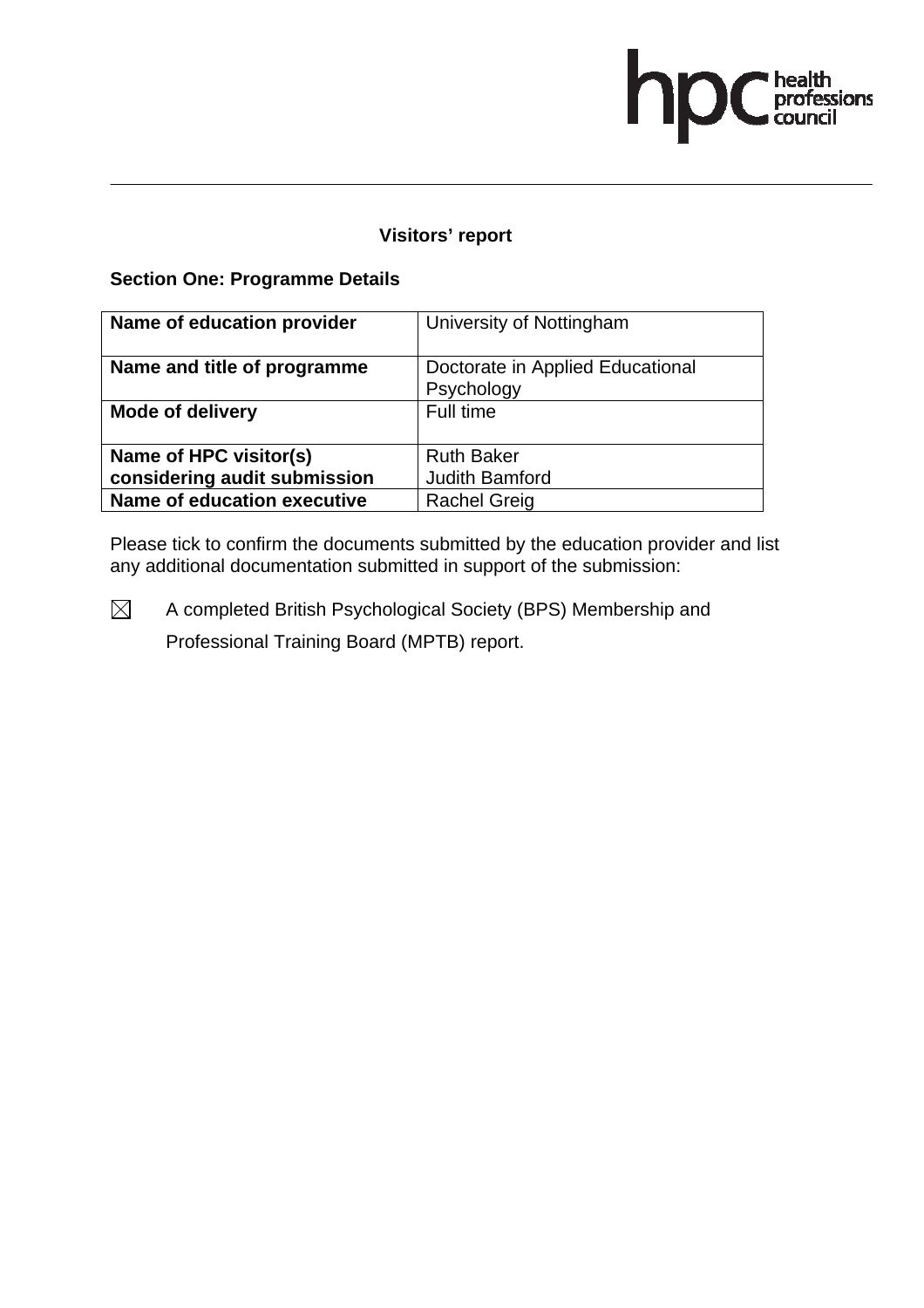## Visitors' report

### Section One: Programme Details

| | |
|---|---|
| **Name of education provider** | University of Nottingham |
| **Name and title of programme** | Doctorate in Applied Educational Psychology |
| **Mode of delivery** | Full time |
| **Name of HPC visitor(s) considering audit submission** | Ruth Baker<br>Judith Bamford |
| **Name of education executive** | Rachel Greig |

Please tick to confirm the documents submitted by the education provider and list any additional documentation submitted in support of the submission:

☒ A completed British Psychological Society (BPS) Membership and Professional Training Board (MPTB) report.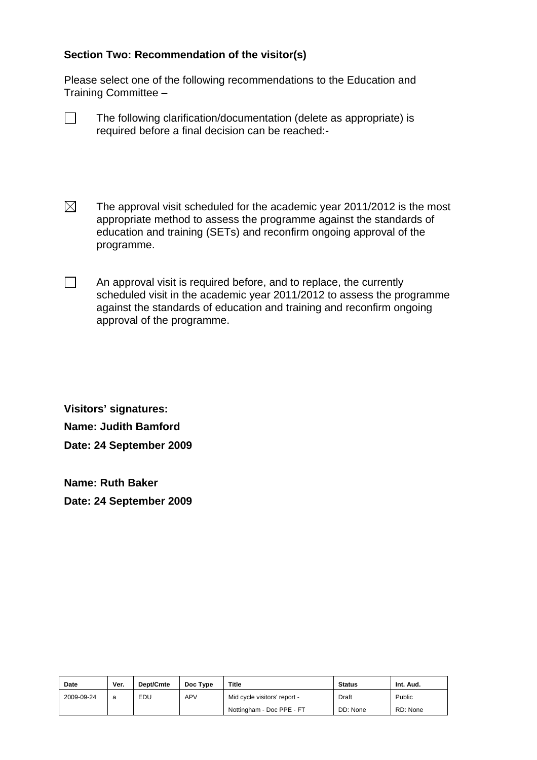**Section Two: Recommendation of the visitor(s)**

Please select one of the following recommendations to the Education and Training Committee –

☐ The following clarification/documentation (delete as appropriate) is required before a final decision can be reached:-

☒ The approval visit scheduled for the academic year 2011/2012 is the most appropriate method to assess the programme against the standards of education and training (SETs) and reconfirm ongoing approval of the programme.

☐ An approval visit is required before, and to replace, the currently scheduled visit in the academic year 2011/2012 to assess the programme against the standards of education and training and reconfirm ongoing approval of the programme.

**Visitors' signatures:**

**Name: Judith Bamford**

**Date: 24 September 2009**

**Name: Ruth Baker**

**Date: 24 September 2009**

| Date | Ver. | Dept/Cmte | Doc Type | Title | Status | Int. Aud. |
|---|---|---|---|---|---|---|
| 2009-09-24 | a | EDU | APV | Mid cycle visitors' report - Nottingham - Doc PPE - FT | Draft DD: None | Public RD: None |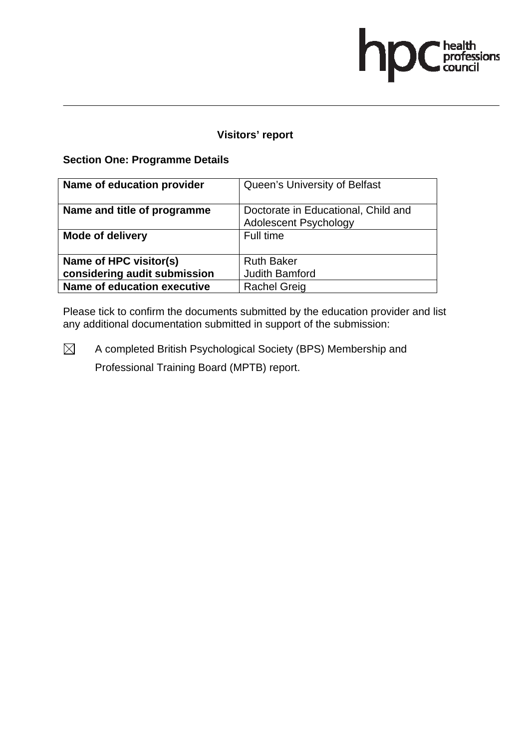## Visitors' report

### Section One: Programme Details

| Name of education provider | Queen's University of Belfast |
|---|---|
| Name and title of programme | Doctorate in Educational, Child and Adolescent Psychology |
| Mode of delivery | Full time |
| Name of HPC visitor(s) considering audit submission | Ruth Baker<br>Judith Bamford |
| Name of education executive | Rachel Greig |

Please tick to confirm the documents submitted by the education provider and list any additional documentation submitted in support of the submission:

☒ A completed British Psychological Society (BPS) Membership and Professional Training Board (MPTB) report.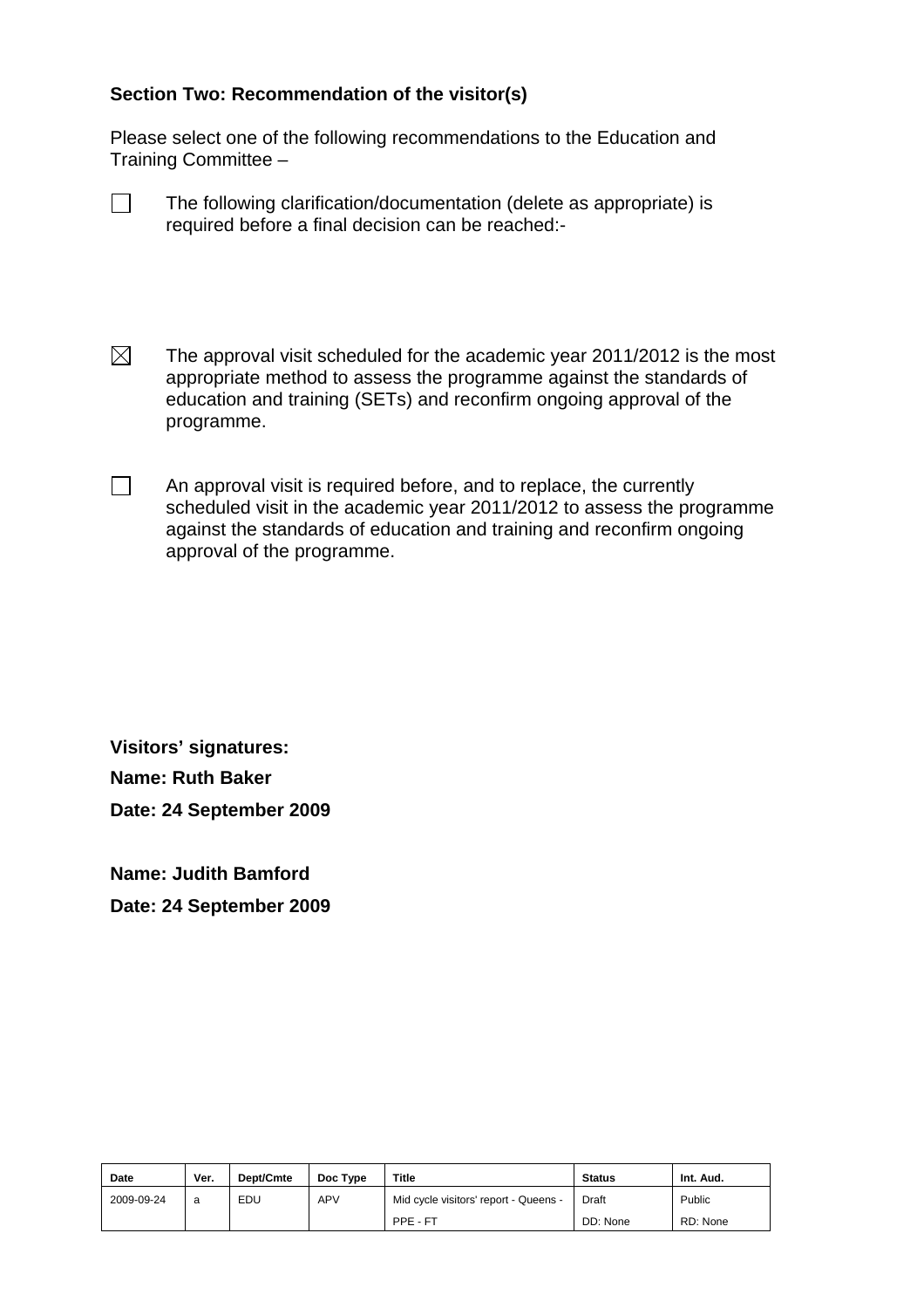**Section Two: Recommendation of the visitor(s)**

Please select one of the following recommendations to the Education and Training Committee –

☐ The following clarification/documentation (delete as appropriate) is required before a final decision can be reached:-

☒ The approval visit scheduled for the academic year 2011/2012 is the most appropriate method to assess the programme against the standards of education and training (SETs) and reconfirm ongoing approval of the programme.

☐ An approval visit is required before, and to replace, the currently scheduled visit in the academic year 2011/2012 to assess the programme against the standards of education and training and reconfirm ongoing approval of the programme.

**Visitors' signatures:**

**Name: Ruth Baker**

**Date: 24 September 2009**

**Name: Judith Bamford**

**Date: 24 September 2009**

| Date | Ver. | Dept/Cmte | Doc Type | Title | Status | Int. Aud. |
|---|---|---|---|---|---|---|
| 2009-09-24 | a | EDU | APV | Mid cycle visitors' report - Queens - PPE - FT | Draft DD: None | Public RD: None |